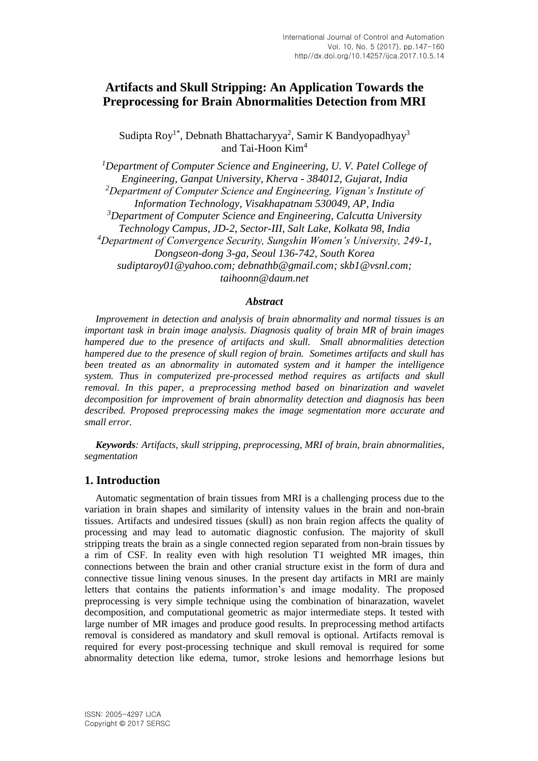# Artifacts and Skull Stripping: An Application Towards the Preprocessing for Brain Abnormalities Detection from MRI

Sudipta Roy[1*], Debnath Bhattacharyya[2], Samir K Bandyopadhyay[3] and Tai-Hoon Kim[4]

*[1]Department of Computer Science and Engineering, U. V. Patel College of Engineering, Ganpat University, Kherva - 384012, Gujarat, India*
*[2]Department of Computer Science and Engineering, Vignan's Institute of Information Technology, Visakhapatnam 530049, AP, India*
*[3]Department of Computer Science and Engineering, Calcutta University Technology Campus, JD-2, Sector-III, Salt Lake, Kolkata 98, India*
*[4]Department of Convergence Security, Sungshin Women's University, 249-1, Dongseon-dong 3-ga, Seoul 136-742, South Korea*
*sudiptaroy01@yahoo.com; debnathb@gmail.com; skb1@vsnl.com; taihoonn@daum.net*

### *Abstract*

*Improvement in detection and analysis of brain abnormality and normal tissues is an important task in brain image analysis. Diagnosis quality of brain MR of brain images hampered due to the presence of artifacts and skull. Small abnormalities detection hampered due to the presence of skull region of brain. Sometimes artifacts and skull has been treated as an abnormality in automated system and it hamper the intelligence system. Thus in computerized pre-processed method requires as artifacts and skull removal. In this paper, a preprocessing method based on binarization and wavelet decomposition for improvement of brain abnormality detection and diagnosis has been described. Proposed preprocessing makes the image segmentation more accurate and small error.*

***Keywords****: Artifacts, skull stripping, preprocessing, MRI of brain, brain abnormalities, segmentation*

## 1. Introduction

Automatic segmentation of brain tissues from MRI is a challenging process due to the variation in brain shapes and similarity of intensity values in the brain and non-brain tissues. Artifacts and undesired tissues (skull) as non brain region affects the quality of processing and may lead to automatic diagnostic confusion. The majority of skull stripping treats the brain as a single connected region separated from non-brain tissues by a rim of CSF. In reality even with high resolution T1 weighted MR images, thin connections between the brain and other cranial structure exist in the form of dura and connective tissue lining venous sinuses. In the present day artifacts in MRI are mainly letters that contains the patients information's and image modality. The proposed preprocessing is very simple technique using the combination of binarazation, wavelet decomposition, and computational geometric as major intermediate steps. It tested with large number of MR images and produce good results. In preprocessing method artifacts removal is considered as mandatory and skull removal is optional. Artifacts removal is required for every post-processing technique and skull removal is required for some abnormality detection like edema, tumor, stroke lesions and hemorrhage lesions but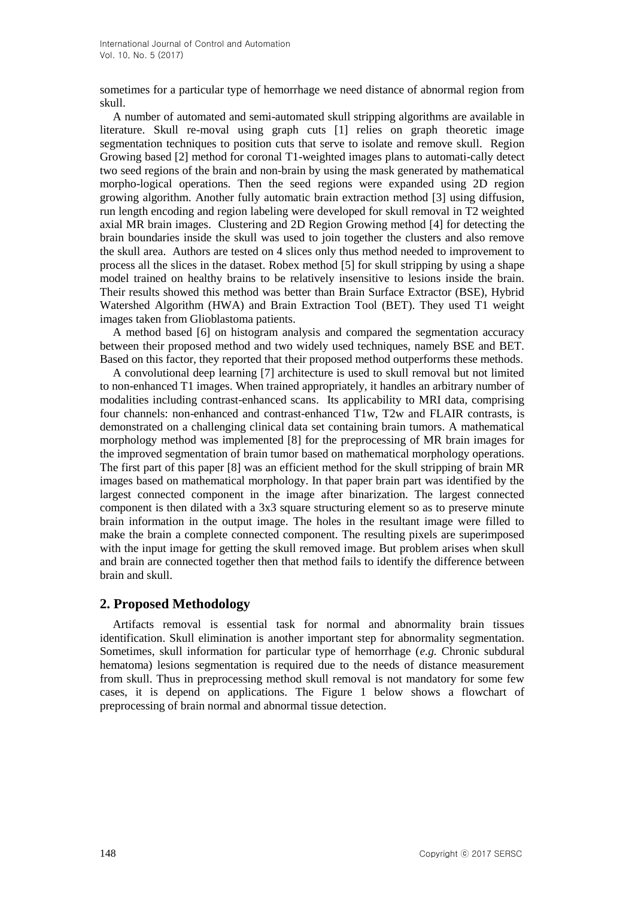sometimes for a particular type of hemorrhage we need distance of abnormal region from skull.

A number of automated and semi-automated skull stripping algorithms are available in literature. Skull re-moval using graph cuts [1] relies on graph theoretic image segmentation techniques to position cuts that serve to isolate and remove skull. Region Growing based [2] method for coronal T1-weighted images plans to automati-cally detect two seed regions of the brain and non-brain by using the mask generated by mathematical morpho-logical operations. Then the seed regions were expanded using 2D region growing algorithm. Another fully automatic brain extraction method [3] using diffusion, run length encoding and region labeling were developed for skull removal in T2 weighted axial MR brain images. Clustering and 2D Region Growing method [4] for detecting the brain boundaries inside the skull was used to join together the clusters and also remove the skull area. Authors are tested on 4 slices only thus method needed to improvement to process all the slices in the dataset. Robex method [5] for skull stripping by using a shape model trained on healthy brains to be relatively insensitive to lesions inside the brain. Their results showed this method was better than Brain Surface Extractor (BSE), Hybrid Watershed Algorithm (HWA) and Brain Extraction Tool (BET). They used T1 weight images taken from Glioblastoma patients.

A method based [6] on histogram analysis and compared the segmentation accuracy between their proposed method and two widely used techniques, namely BSE and BET. Based on this factor, they reported that their proposed method outperforms these methods.

A convolutional deep learning [7] architecture is used to skull removal but not limited to non-enhanced T1 images. When trained appropriately, it handles an arbitrary number of modalities including contrast-enhanced scans. Its applicability to MRI data, comprising four channels: non-enhanced and contrast-enhanced T1w, T2w and FLAIR contrasts, is demonstrated on a challenging clinical data set containing brain tumors. A mathematical morphology method was implemented [8] for the preprocessing of MR brain images for the improved segmentation of brain tumor based on mathematical morphology operations. The first part of this paper [8] was an efficient method for the skull stripping of brain MR images based on mathematical morphology. In that paper brain part was identified by the largest connected component in the image after binarization. The largest connected component is then dilated with a 3x3 square structuring element so as to preserve minute brain information in the output image. The holes in the resultant image were filled to make the brain a complete connected component. The resulting pixels are superimposed with the input image for getting the skull removed image. But problem arises when skull and brain are connected together then that method fails to identify the difference between brain and skull.

## 2. Proposed Methodology

Artifacts removal is essential task for normal and abnormality brain tissues identification. Skull elimination is another important step for abnormality segmentation. Sometimes, skull information for particular type of hemorrhage (*e.g.* Chronic subdural hematoma) lesions segmentation is required due to the needs of distance measurement from skull. Thus in preprocessing method skull removal is not mandatory for some few cases, it is depend on applications. The Figure 1 below shows a flowchart of preprocessing of brain normal and abnormal tissue detection.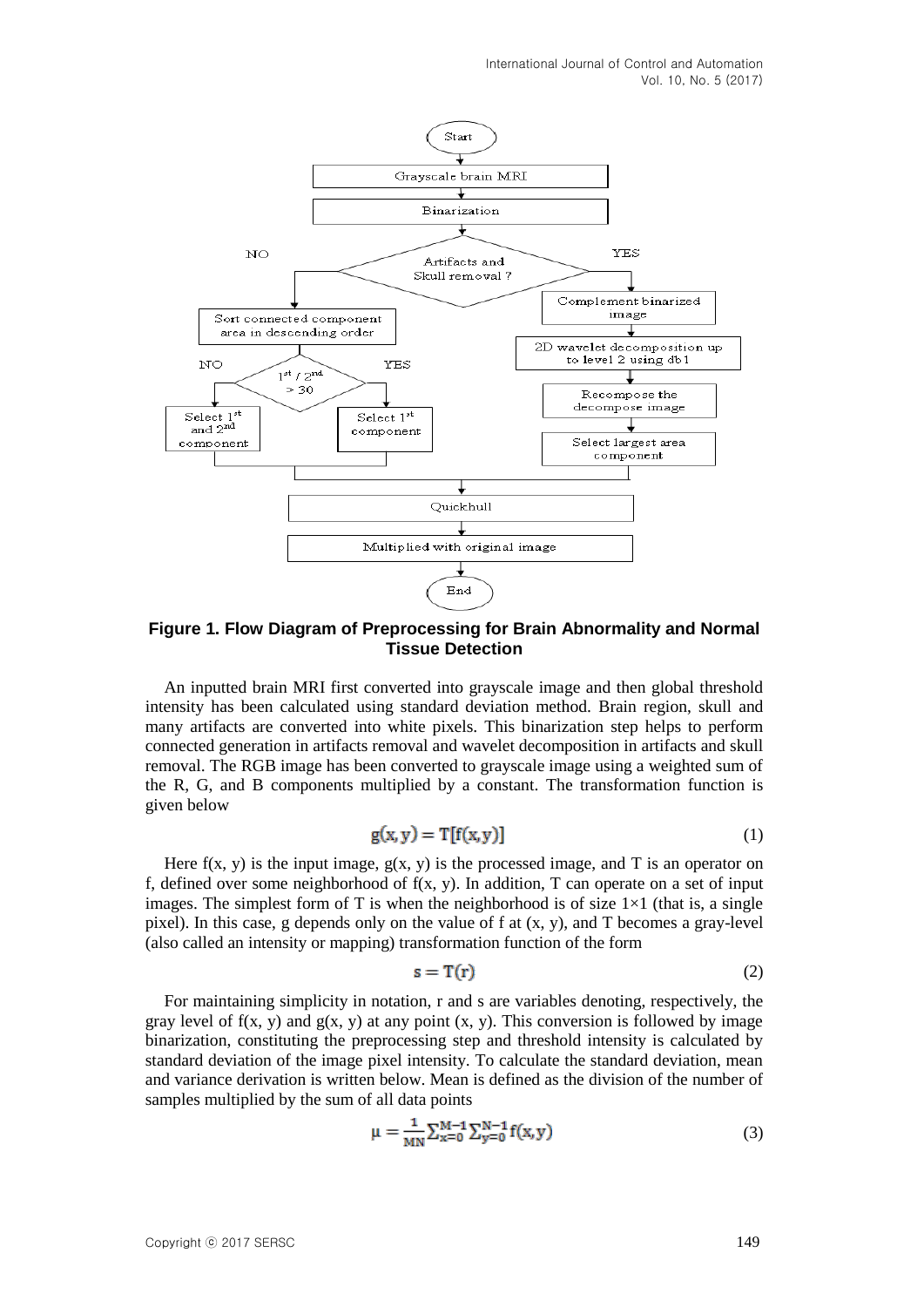**Figure 1. Flow Diagram of Preprocessing for Brain Abnormality and Normal Tissue Detection**

An inputted brain MRI first converted into grayscale image and then global threshold intensity has been calculated using standard deviation method. Brain region, skull and many artifacts are converted into white pixels. This binarization step helps to perform connected generation in artifacts removal and wavelet decomposition in artifacts and skull removal. The RGB image has been converted to grayscale image using a weighted sum of the R, G, and B components multiplied by a constant. The transformation function is given below

$$g(x, y) = T[f(x, y)] \tag{1}$$

Here f(x, y) is the input image, g(x, y) is the processed image, and T is an operator on f, defined over some neighborhood of f(x, y). In addition, T can operate on a set of input images. The simplest form of T is when the neighborhood is of size 1×1 (that is, a single pixel). In this case, g depends only on the value of f at (x, y), and T becomes a gray-level (also called an intensity or mapping) transformation function of the form

$$s = T(r) \tag{2}$$

For maintaining simplicity in notation, r and s are variables denoting, respectively, the gray level of f(x, y) and g(x, y) at any point (x, y). This conversion is followed by image binarization, constituting the preprocessing step and threshold intensity is calculated by standard deviation of the image pixel intensity. To calculate the standard deviation, mean and variance derivation is written below. Mean is defined as the division of the number of samples multiplied by the sum of all data points

$$\mu = \frac{1}{MN}\sum_{x=0}^{M-1}\sum_{y=0}^{N-1} f(x, y) \tag{3}$$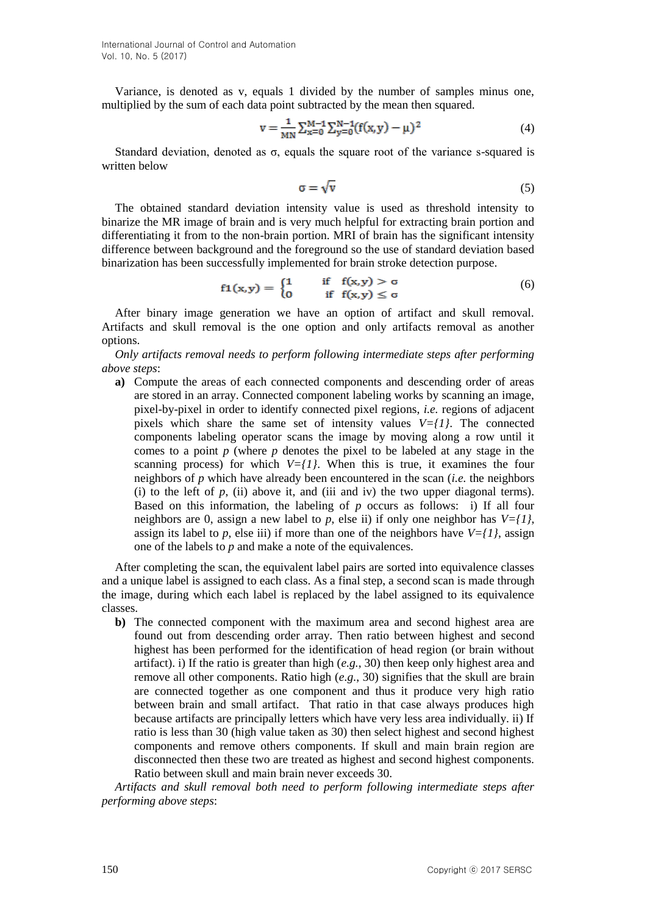Variance, is denoted as v, equals 1 divided by the number of samples minus one, multiplied by the sum of each data point subtracted by the mean then squared.

$$v = \frac{1}{MN} \sum_{x=0}^{M-1} \sum_{y=0}^{N-1} (f(x,y) - \mu)^2 \tag{4}$$

Standard deviation, denoted as σ, equals the square root of the variance s-squared is written below

$$\sigma = \sqrt{v} \tag{5}$$

The obtained standard deviation intensity value is used as threshold intensity to binarize the MR image of brain and is very much helpful for extracting brain portion and differentiating it from to the non-brain portion. MRI of brain has the significant intensity difference between background and the foreground so the use of standard deviation based binarization has been successfully implemented for brain stroke detection purpose.

$$f1(x,y) = \begin{cases} 1 & \text{if } f(x,y) > \sigma \\ 0 & \text{if } f(x,y) \leq \sigma \end{cases} \tag{6}$$

After binary image generation we have an option of artifact and skull removal. Artifacts and skull removal is the one option and only artifacts removal as another options.

*Only artifacts removal needs to perform following intermediate steps after performing above steps*:

**a)** Compute the areas of each connected components and descending order of areas are stored in an array. Connected component labeling works by scanning an image, pixel-by-pixel in order to identify connected pixel regions, *i.e.* regions of adjacent pixels which share the same set of intensity values $V=\{1\}$. The connected components labeling operator scans the image by moving along a row until it comes to a point $p$ (where $p$ denotes the pixel to be labeled at any stage in the scanning process) for which $V=\{1\}$. When this is true, it examines the four neighbors of $p$ which have already been encountered in the scan (*i.e.* the neighbors (i) to the left of $p$, (ii) above it, and (iii and iv) the two upper diagonal terms). Based on this information, the labeling of $p$ occurs as follows: i) If all four neighbors are 0, assign a new label to $p$, else ii) if only one neighbor has $V=\{1\}$, assign its label to $p$, else iii) if more than one of the neighbors have $V=\{1\}$, assign one of the labels to $p$ and make a note of the equivalences.

After completing the scan, the equivalent label pairs are sorted into equivalence classes and a unique label is assigned to each class. As a final step, a second scan is made through the image, during which each label is replaced by the label assigned to its equivalence classes.

**b)** The connected component with the maximum area and second highest area are found out from descending order array. Then ratio between highest and second highest has been performed for the identification of head region (or brain without artifact). i) If the ratio is greater than high (*e.g.*, 30) then keep only highest area and remove all other components. Ratio high (*e.g.*, 30) signifies that the skull are brain are connected together as one component and thus it produce very high ratio between brain and small artifact. That ratio in that case always produces high because artifacts are principally letters which have very less area individually. ii) If ratio is less than 30 (high value taken as 30) then select highest and second highest components and remove others components. If skull and main brain region are disconnected then these two are treated as highest and second highest components. Ratio between skull and main brain never exceeds 30.

*Artifacts and skull removal both need to perform following intermediate steps after performing above steps*: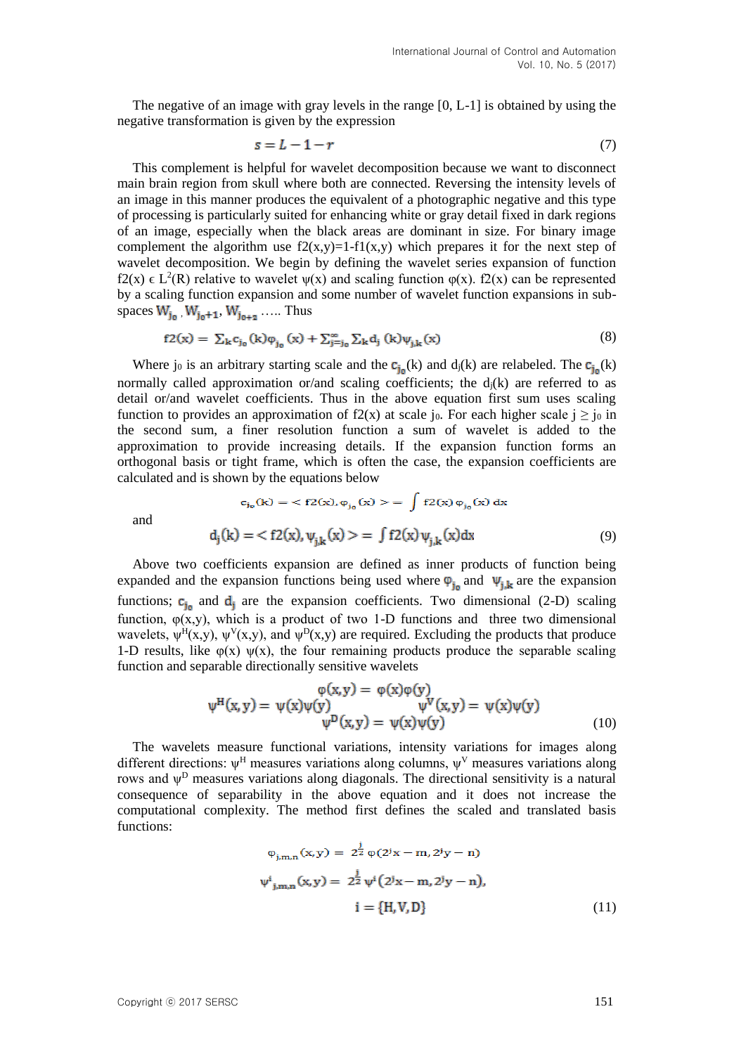The negative of an image with gray levels in the range [0, L-1] is obtained by using the negative transformation is given by the expression

$$s = L - 1 - r \tag{7}$$

This complement is helpful for wavelet decomposition because we want to disconnect main brain region from skull where both are connected. Reversing the intensity levels of an image in this manner produces the equivalent of a photographic negative and this type of processing is particularly suited for enhancing white or gray detail fixed in dark regions of an image, especially when the black areas are dominant in size. For binary image complement the algorithm use f2(x,y)=1-f1(x,y) which prepares it for the next step of wavelet decomposition. We begin by defining the wavelet series expansion of function $f2(x) \in L^2(R)$ relative to wavelet $\psi(x)$ and scaling function $\varphi(x)$. f2(x) can be represented by a scaling function expansion and some number of wavelet function expansions in sub-spaces $W_{j_0}$ , $W_{j_0+1}$, $W_{j_0+2}$ ….. Thus

$$f2(x) = \sum_k c_{j_0}(k)\varphi_{j_0}(x) + \sum_{j=j_0}^{\infty}\sum_k d_j(k)\psi_{j,k}(x) \tag{8}$$

Where $j_0$ is an arbitrary starting scale and the $c_{j_0}(k)$ and $d_j(k)$ are relabeled. The $c_{j_0}(k)$ normally called approximation or/and scaling coefficients; the $d_j(k)$ are referred to as detail or/and wavelet coefficients. Thus in the above equation first sum uses scaling function to provides an approximation of f2(x) at scale $j_0$. For each higher scale $j \geq j_0$ in the second sum, a finer resolution function a sum of wavelet is added to the approximation to provide increasing details. If the expansion function forms an orthogonal basis or tight frame, which is often the case, the expansion coefficients are calculated and is shown by the equations below

$$c_{j_0}(k) = \langle f2(x), \varphi_{j_0}(x) \rangle = \int f2(x)\,\varphi_{j_0}(x)\,dx$$

and

$$d_j(k) = \langle f2(x), \psi_{j,k}(x) \rangle = \int f2(x)\,\psi_{j,k}(x)dx \tag{9}$$

Above two coefficients expansion are defined as inner products of function being expanded and the expansion functions being used where $\varphi_{j_0}$ and $\psi_{j,k}$ are the expansion functions; $c_{j_0}$ and $d_j$ are the expansion coefficients. Two dimensional (2-D) scaling function, $\varphi(x,y)$, which is a product of two 1-D functions and three two dimensional wavelets, $\psi^H(x,y)$, $\psi^V(x,y)$, and $\psi^D(x,y)$ are required. Excluding the products that produce 1-D results, like $\varphi(x)\ \psi(x)$, the four remaining products produce the separable scaling function and separable directionally sensitive wavelets

$$\varphi(x,y) = \varphi(x)\varphi(y)$$
$$\psi^H(x,y) = \psi(x)\psi(y) \qquad \psi^V(x,y) = \psi(x)\psi(y)$$
$$\psi^D(x,y) = \psi(x)\psi(y) \tag{10}$$

The wavelets measure functional variations, intensity variations for images along different directions: $\psi^H$ measures variations along columns, $\psi^V$ measures variations along rows and $\psi^D$ measures variations along diagonals. The directional sensitivity is a natural consequence of separability in the above equation and it does not increase the computational complexity. The method first defines the scaled and translated basis functions:

$$\varphi_{j,m,n}(x,y) = 2^{\frac{j}{2}}\,\varphi(2^j x - m, 2^j y - n)$$

$$\psi^i_{j,m,n}(x,y) = 2^{\frac{j}{2}}\,\psi^i(2^j x - m, 2^j y - n),$$

$$i = \{H, V, D\} \tag{11}$$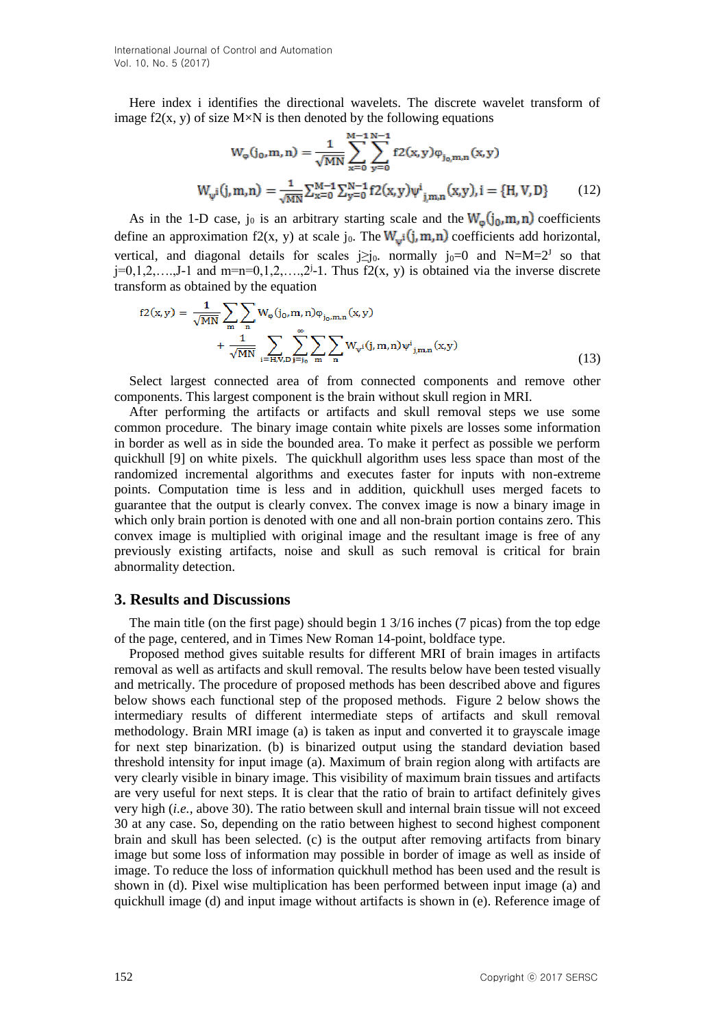Here index i identifies the directional wavelets. The discrete wavelet transform of image f2(x, y) of size M×N is then denoted by the following equations

$$W_{\varphi}(j_0, m, n) = \frac{1}{\sqrt{MN}} \sum_{x=0}^{M-1} \sum_{y=0}^{N-1} f2(x, y)\varphi_{j_0,m,n}(x, y)$$

$$W_{\psi^i}(j, m, n) = \frac{1}{\sqrt{MN}} \sum_{x=0}^{M-1} \sum_{y=0}^{N-1} f2(x, y)\psi^i_{j,m,n}(x, y), i = \{H, V, D\} \quad (12)$$

As in the 1-D case, $j_0$ is an arbitrary starting scale and the $W_{\varphi}(j_0, m, n)$ coefficients define an approximation f2(x, y) at scale $j_0$. The $W_{\psi^i}(j, m, n)$ coefficients add horizontal, vertical, and diagonal details for scales $j \geq j_0$. normally $j_0=0$ and $N=M=2^J$ so that $j=0,1,2,\ldots,J-1$ and $m=n=0,1,2,\ldots,2^j-1$. Thus f2(x, y) is obtained via the inverse discrete transform as obtained by the equation

$$f2(x, y) = \frac{1}{\sqrt{MN}} \sum_{m} \sum_{n} W_{\varphi}(j_0, m, n)\varphi_{j_0,m,n}(x, y) + \frac{1}{\sqrt{MN}} \sum_{i=H,V,D} \sum_{j=j_0}^{\infty} \sum_{m} \sum_{n} W_{\psi^i}(j, m, n)\psi^i_{j,m,n}(x, y) \quad (13)$$

Select largest connected area of from connected components and remove other components. This largest component is the brain without skull region in MRI.

After performing the artifacts or artifacts and skull removal steps we use some common procedure. The binary image contain white pixels are losses some information in border as well as in side the bounded area. To make it perfect as possible we perform quickhull [9] on white pixels. The quickhull algorithm uses less space than most of the randomized incremental algorithms and executes faster for inputs with non-extreme points. Computation time is less and in addition, quickhull uses merged facets to guarantee that the output is clearly convex. The convex image is now a binary image in which only brain portion is denoted with one and all non-brain portion contains zero. This convex image is multiplied with original image and the resultant image is free of any previously existing artifacts, noise and skull as such removal is critical for brain abnormality detection.

## 3. Results and Discussions

The main title (on the first page) should begin 1 3/16 inches (7 picas) from the top edge of the page, centered, and in Times New Roman 14-point, boldface type.

Proposed method gives suitable results for different MRI of brain images in artifacts removal as well as artifacts and skull removal. The results below have been tested visually and metrically. The procedure of proposed methods has been described above and figures below shows each functional step of the proposed methods. Figure 2 below shows the intermediary results of different intermediate steps of artifacts and skull removal methodology. Brain MRI image (a) is taken as input and converted it to grayscale image for next step binarization. (b) is binarized output using the standard deviation based threshold intensity for input image (a). Maximum of brain region along with artifacts are very clearly visible in binary image. This visibility of maximum brain tissues and artifacts are very useful for next steps. It is clear that the ratio of brain to artifact definitely gives very high (*i.e.,* above 30). The ratio between skull and internal brain tissue will not exceed 30 at any case. So, depending on the ratio between highest to second highest component brain and skull has been selected. (c) is the output after removing artifacts from binary image but some loss of information may possible in border of image as well as inside of image. To reduce the loss of information quickhull method has been used and the result is shown in (d). Pixel wise multiplication has been performed between input image (a) and quickhull image (d) and input image without artifacts is shown in (e). Reference image of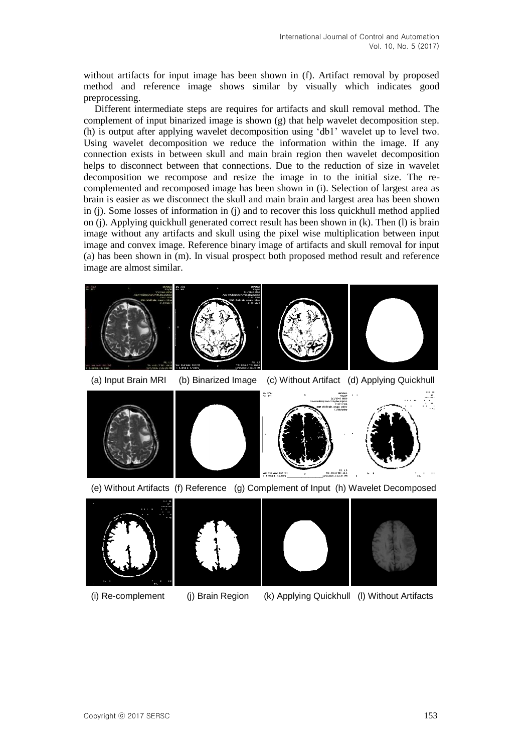without artifacts for input image has been shown in (f). Artifact removal by proposed method and reference image shows similar by visually which indicates good preprocessing.

Different intermediate steps are requires for artifacts and skull removal method. The complement of input binarized image is shown (g) that help wavelet decomposition step. (h) is output after applying wavelet decomposition using 'db1' wavelet up to level two. Using wavelet decomposition we reduce the information within the image. If any connection exists in between skull and main brain region then wavelet decomposition helps to disconnect between that connections. Due to the reduction of size in wavelet decomposition we recompose and resize the image in to the initial size. The re-complemented and recomposed image has been shown in (i). Selection of largest area as brain is easier as we disconnect the skull and main brain and largest area has been shown in (j). Some losses of information in (j) and to recover this loss quickhull method applied on (j). Applying quickhull generated correct result has been shown in (k). Then (l) is brain image without any artifacts and skull using the pixel wise multiplication between input image and convex image. Reference binary image of artifacts and skull removal for input (a) has been shown in (m). In visual prospect both proposed method result and reference image are almost similar.

(a) Input Brain MRI (b) Binarized Image (c) Without Artifact (d) Applying Quickhull

(e) Without Artifacts (f) Reference (g) Complement of Input (h) Wavelet Decomposed

(i) Re-complement (j) Brain Region (k) Applying Quickhull (l) Without Artifacts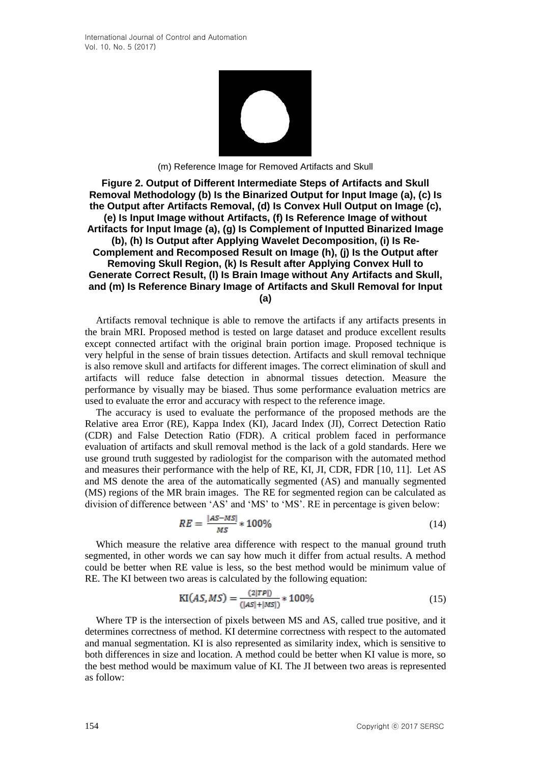(m) Reference Image for Removed Artifacts and Skull

**Figure 2. Output of Different Intermediate Steps of Artifacts and Skull Removal Methodology (b) Is the Binarized Output for Input Image (a), (c) Is the Output after Artifacts Removal, (d) Is Convex Hull Output on Image (c), (e) Is Input Image without Artifacts, (f) Is Reference Image of without Artifacts for Input Image (a), (g) Is Complement of Inputted Binarized Image (b), (h) Is Output after Applying Wavelet Decomposition, (i) Is Re-Complement and Recomposed Result on Image (h), (j) Is the Output after Removing Skull Region, (k) Is Result after Applying Convex Hull to Generate Correct Result, (l) Is Brain Image without Any Artifacts and Skull, and (m) Is Reference Binary Image of Artifacts and Skull Removal for Input (a)**

Artifacts removal technique is able to remove the artifacts if any artifacts presents in the brain MRI. Proposed method is tested on large dataset and produce excellent results except connected artifact with the original brain portion image. Proposed technique is very helpful in the sense of brain tissues detection. Artifacts and skull removal technique is also remove skull and artifacts for different images. The correct elimination of skull and artifacts will reduce false detection in abnormal tissues detection. Measure the performance by visually may be biased. Thus some performance evaluation metrics are used to evaluate the error and accuracy with respect to the reference image.

The accuracy is used to evaluate the performance of the proposed methods are the Relative area Error (RE), Kappa Index (KI), Jacard Index (JI), Correct Detection Ratio (CDR) and False Detection Ratio (FDR). A critical problem faced in performance evaluation of artifacts and skull removal method is the lack of a gold standards. Here we use ground truth suggested by radiologist for the comparison with the automated method and measures their performance with the help of RE, KI, JI, CDR, FDR [10, 11]. Let AS and MS denote the area of the automatically segmented (AS) and manually segmented (MS) regions of the MR brain images. The RE for segmented region can be calculated as division of difference between 'AS' and 'MS' to 'MS'. RE in percentage is given below:

$$RE = \frac{|AS - MS|}{MS} * 100\% \tag{14}$$

Which measure the relative area difference with respect to the manual ground truth segmented, in other words we can say how much it differ from actual results. A method could be better when RE value is less, so the best method would be minimum value of RE. The KI between two areas is calculated by the following equation:

$$\mathrm{KI}(AS, MS) = \frac{(2|TP|)}{(|AS| + |MS|)} * 100\% \tag{15}$$

Where TP is the intersection of pixels between MS and AS, called true positive, and it determines correctness of method. KI determine correctness with respect to the automated and manual segmentation. KI is also represented as similarity index, which is sensitive to both differences in size and location. A method could be better when KI value is more, so the best method would be maximum value of KI. The JI between two areas is represented as follow: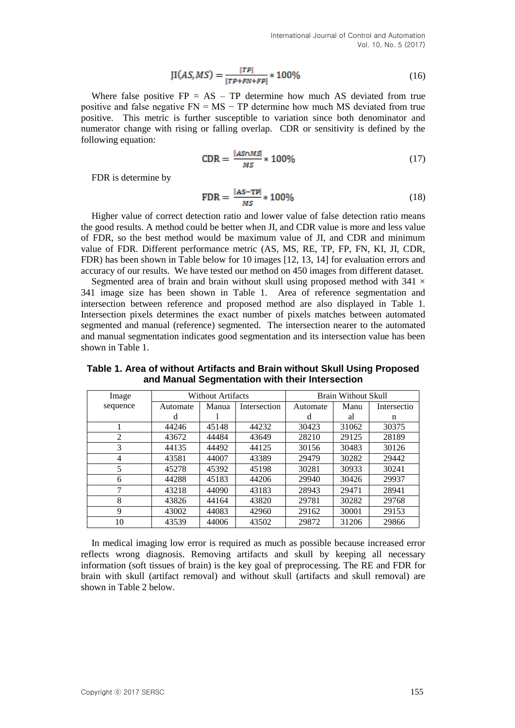$$\text{JI}(AS, MS) = \frac{|TP|}{|TP+FN+FP|} * 100\% \tag{16}$$

Where false positive FP = AS – TP determine how much AS deviated from true positive and false negative FN = MS − TP determine how much MS deviated from true positive. This metric is further susceptible to variation since both denominator and numerator change with rising or falling overlap. CDR or sensitivity is defined by the following equation:

$$\text{CDR} = \frac{|AS \cap MS|}{MS} * 100\% \tag{17}$$

FDR is determine by

$$\text{FDR} = \frac{|AS - TP|}{MS} * 100\% \tag{18}$$

Higher value of correct detection ratio and lower value of false detection ratio means the good results. A method could be better when JI, and CDR value is more and less value of FDR, so the best method would be maximum value of JI, and CDR and minimum value of FDR. Different performance metric (AS, MS, RE, TP, FP, FN, KI, JI, CDR, FDR) has been shown in Table below for 10 images [12, 13, 14] for evaluation errors and accuracy of our results. We have tested our method on 450 images from different dataset.

Segmented area of brain and brain without skull using proposed method with 341 × 341 image size has been shown in Table 1. Area of reference segmentation and intersection between reference and proposed method are also displayed in Table 1. Intersection pixels determines the exact number of pixels matches between automated segmented and manual (reference) segmented. The intersection nearer to the automated and manual segmentation indicates good segmentation and its intersection value has been shown in Table 1.

**Table 1. Area of without Artifacts and Brain without Skull Using Proposed and Manual Segmentation with their Intersection**

| Image sequence | Without Artifacts | | | Brain Without Skull | | |
|---|---|---|---|---|---|---|
| | Automated | Manual | Intersection | Automated | Manual | Intersection |
| 1 | 44246 | 45148 | 44232 | 30423 | 31062 | 30375 |
| 2 | 43672 | 44484 | 43649 | 28210 | 29125 | 28189 |
| 3 | 44135 | 44492 | 44125 | 30156 | 30483 | 30126 |
| 4 | 43581 | 44007 | 43389 | 29479 | 30282 | 29442 |
| 5 | 45278 | 45392 | 45198 | 30281 | 30933 | 30241 |
| 6 | 44288 | 45183 | 44206 | 29940 | 30426 | 29937 |
| 7 | 43218 | 44090 | 43183 | 28943 | 29471 | 28941 |
| 8 | 43826 | 44164 | 43820 | 29781 | 30282 | 29768 |
| 9 | 43002 | 44083 | 42960 | 29162 | 30001 | 29153 |
| 10 | 43539 | 44006 | 43502 | 29872 | 31206 | 29866 |

In medical imaging low error is required as much as possible because increased error reflects wrong diagnosis. Removing artifacts and skull by keeping all necessary information (soft tissues of brain) is the key goal of preprocessing. The RE and FDR for brain with skull (artifact removal) and without skull (artifacts and skull removal) are shown in Table 2 below.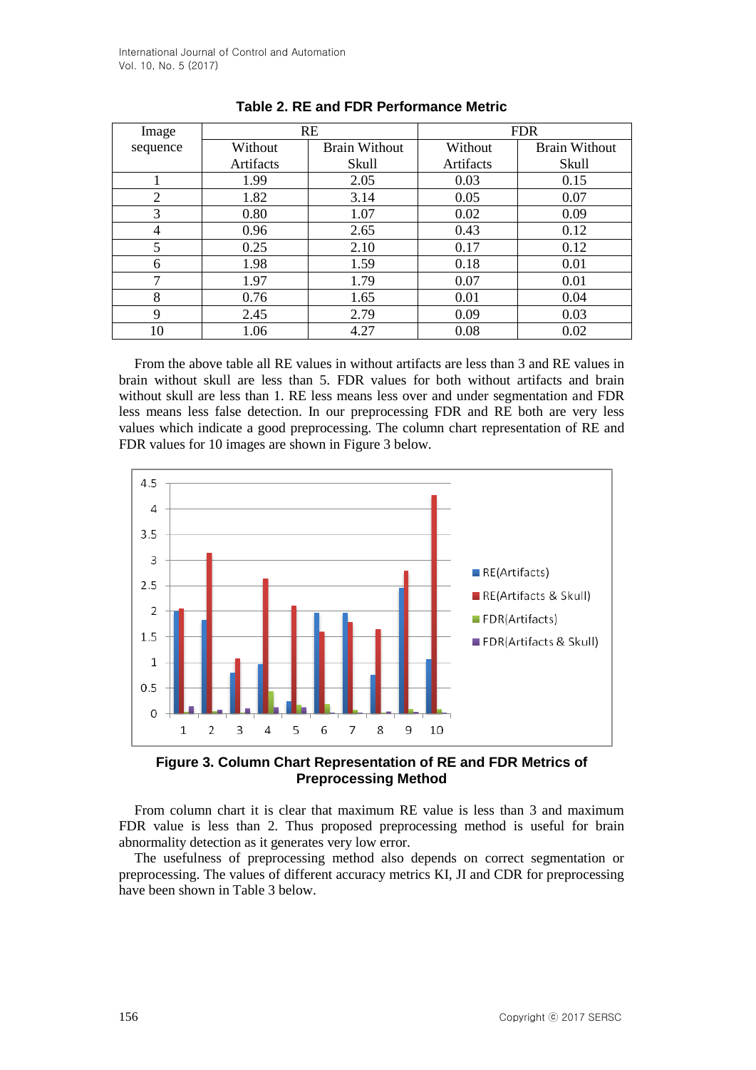**Table 2. RE and FDR Performance Metric**

| Image sequence | RE | | FDR | |
|---|---|---|---|---|
| | Without Artifacts | Brain Without Skull | Without Artifacts | Brain Without Skull |
| 1 | 1.99 | 2.05 | 0.03 | 0.15 |
| 2 | 1.82 | 3.14 | 0.05 | 0.07 |
| 3 | 0.80 | 1.07 | 0.02 | 0.09 |
| 4 | 0.96 | 2.65 | 0.43 | 0.12 |
| 5 | 0.25 | 2.10 | 0.17 | 0.12 |
| 6 | 1.98 | 1.59 | 0.18 | 0.01 |
| 7 | 1.97 | 1.79 | 0.07 | 0.01 |
| 8 | 0.76 | 1.65 | 0.01 | 0.04 |
| 9 | 2.45 | 2.79 | 0.09 | 0.03 |
| 10 | 1.06 | 4.27 | 0.08 | 0.02 |

From the above table all RE values in without artifacts are less than 3 and RE values in brain without skull are less than 5. FDR values for both without artifacts and brain without skull are less than 1. RE less means less over and under segmentation and FDR less means less false detection. In our preprocessing FDR and RE both are very less values which indicate a good preprocessing. The column chart representation of RE and FDR values for 10 images are shown in Figure 3 below.

**Figure 3. Column Chart Representation of RE and FDR Metrics of Preprocessing Method**

From column chart it is clear that maximum RE value is less than 3 and maximum FDR value is less than 2. Thus proposed preprocessing method is useful for brain abnormality detection as it generates very low error.

The usefulness of preprocessing method also depends on correct segmentation or preprocessing. The values of different accuracy metrics KI, JI and CDR for preprocessing have been shown in Table 3 below.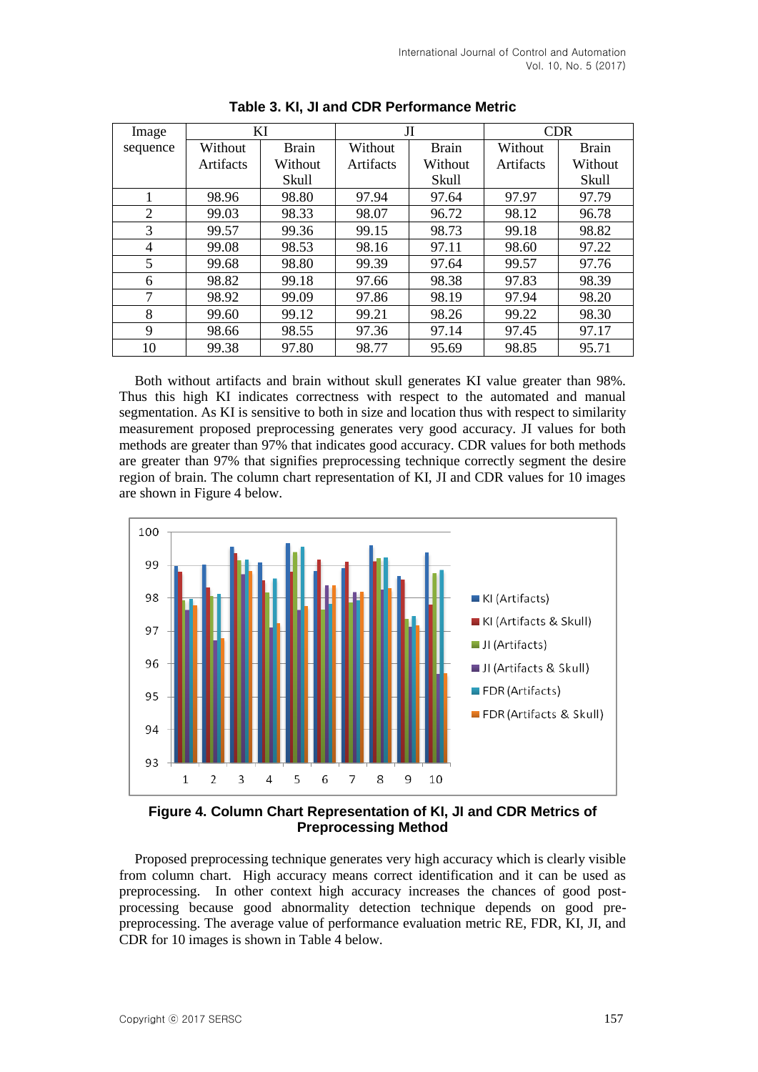**Table 3. KI, JI and CDR Performance Metric**

| Image sequence | KI | | JI | | CDR | |
|---|---|---|---|---|---|---|
| | Without Artifacts | Brain Without Skull | Without Artifacts | Brain Without Skull | Without Artifacts | Brain Without Skull |
| 1 | 98.96 | 98.80 | 97.94 | 97.64 | 97.97 | 97.79 |
| 2 | 99.03 | 98.33 | 98.07 | 96.72 | 98.12 | 96.78 |
| 3 | 99.57 | 99.36 | 99.15 | 98.73 | 99.18 | 98.82 |
| 4 | 99.08 | 98.53 | 98.16 | 97.11 | 98.60 | 97.22 |
| 5 | 99.68 | 98.80 | 99.39 | 97.64 | 99.57 | 97.76 |
| 6 | 98.82 | 99.18 | 97.66 | 98.38 | 97.83 | 98.39 |
| 7 | 98.92 | 99.09 | 97.86 | 98.19 | 97.94 | 98.20 |
| 8 | 99.60 | 99.12 | 99.21 | 98.26 | 99.22 | 98.30 |
| 9 | 98.66 | 98.55 | 97.36 | 97.14 | 97.45 | 97.17 |
| 10 | 99.38 | 97.80 | 98.77 | 95.69 | 98.85 | 95.71 |

Both without artifacts and brain without skull generates KI value greater than 98%. Thus this high KI indicates correctness with respect to the automated and manual segmentation. As KI is sensitive to both in size and location thus with respect to similarity measurement proposed preprocessing generates very good accuracy. JI values for both methods are greater than 97% that indicates good accuracy. CDR values for both methods are greater than 97% that signifies preprocessing technique correctly segment the desire region of brain. The column chart representation of KI, JI and CDR values for 10 images are shown in Figure 4 below.

**Figure 4. Column Chart Representation of KI, JI and CDR Metrics of Preprocessing Method**

Proposed preprocessing technique generates very high accuracy which is clearly visible from column chart. High accuracy means correct identification and it can be used as preprocessing. In other context high accuracy increases the chances of good post-processing because good abnormality detection technique depends on good pre-preprocessing. The average value of performance evaluation metric RE, FDR, KI, JI, and CDR for 10 images is shown in Table 4 below.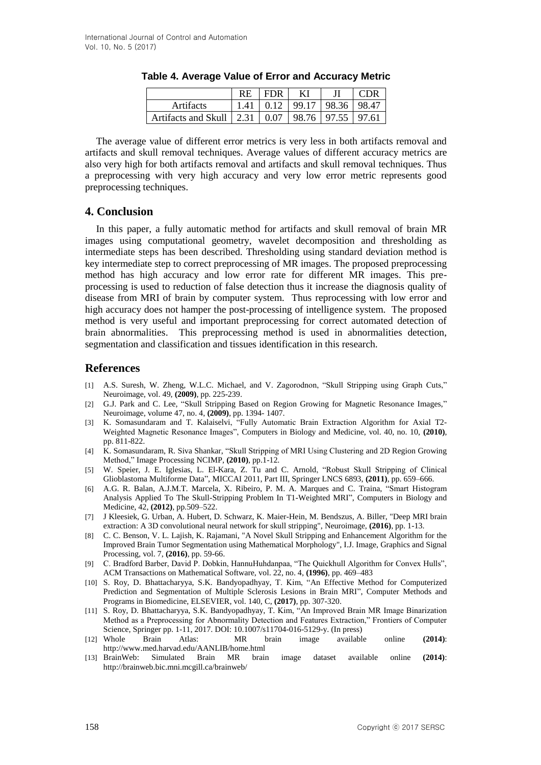**Table 4. Average Value of Error and Accuracy Metric**

| | RE | FDR | KI | JI | CDR |
|---|---|---|---|---|---|
| Artifacts | 1.41 | 0.12 | 99.17 | 98.36 | 98.47 |
| Artifacts and Skull | 2.31 | 0.07 | 98.76 | 97.55 | 97.61 |

The average value of different error metrics is very less in both artifacts removal and artifacts and skull removal techniques. Average values of different accuracy metrics are also very high for both artifacts removal and artifacts and skull removal techniques. Thus a preprocessing with very high accuracy and very low error metric represents good preprocessing techniques.

## 4. Conclusion

In this paper, a fully automatic method for artifacts and skull removal of brain MR images using computational geometry, wavelet decomposition and thresholding as intermediate steps has been described. Thresholding using standard deviation method is key intermediate step to correct preprocessing of MR images. The proposed preprocessing method has high accuracy and low error rate for different MR images. This pre-processing is used to reduction of false detection thus it increase the diagnosis quality of disease from MRI of brain by computer system. Thus reprocessing with low error and high accuracy does not hamper the post-processing of intelligence system. The proposed method is very useful and important preprocessing for correct automated detection of brain abnormalities. This preprocessing method is used in abnormalities detection, segmentation and classification and tissues identification in this research.

## References

[1] A.S. Suresh, W. Zheng, W.L.C. Michael, and V. Zagorodnon, "Skull Stripping using Graph Cuts," Neuroimage, vol. 49, **(2009)**, pp. 225-239.

[2] G.J. Park and C. Lee, "Skull Stripping Based on Region Growing for Magnetic Resonance Images," Neuroimage, volume 47, no. 4, **(2009)**, pp. 1394- 1407.

[3] K. Somasundaram and T. Kalaiselvi, "Fully Automatic Brain Extraction Algorithm for Axial T2-Weighted Magnetic Resonance Images", Computers in Biology and Medicine, vol. 40, no. 10, **(2010)**, pp. 811-822.

[4] K. Somasundaram, R. Siva Shankar, "Skull Stripping of MRI Using Clustering and 2D Region Growing Method," Image Processing NCIMP, **(2010)**, pp.1-12.

[5] W. Speier, J. E. Iglesias, L. El-Kara, Z. Tu and C. Arnold, "Robust Skull Stripping of Clinical Glioblastoma Multiforme Data", MICCAI 2011, Part III, Springer LNCS 6893, **(2011)**, pp. 659–666.

[6] A.G. R. Balan, A.J.M.T. Marcela, X. Ribeiro, P. M. A. Marques and C. Traina, "Smart Histogram Analysis Applied To The Skull-Stripping Problem In T1-Weighted MRI", Computers in Biology and Medicine, 42, **(2012)**, pp.509–522.

[7] J Kleesiek, G. Urban, A. Hubert, D. Schwarz, K. Maier-Hein, M. Bendszus, A. Biller, "Deep MRI brain extraction: A 3D convolutional neural network for skull stripping", Neuroimage, **(2016)**, pp. 1-13.

[8] C. C. Benson, V. L. Lajish, K. Rajamani, "A Novel Skull Stripping and Enhancement Algorithm for the Improved Brain Tumor Segmentation using Mathematical Morphology", I.J. Image, Graphics and Signal Processing, vol. 7, **(2016)**, pp. 59-66.

[9] C. Bradford Barber, David P. Dobkin, HannuHuhdanpaa, "The Quickhull Algorithm for Convex Hulls", ACM Transactions on Mathematical Software, vol. 22, no. 4, **(1996)**, pp. 469–483

[10] S. Roy, D. Bhattacharyya, S.K. Bandyopadhyay, T. Kim, "An Effective Method for Computerized Prediction and Segmentation of Multiple Sclerosis Lesions in Brain MRI", Computer Methods and Programs in Biomedicine, ELSEVIER, vol. 140, C, **(2017)**, pp. 307-320.

[11] S. Roy, D. Bhattacharyya, S.K. Bandyopadhyay, T. Kim, "An Improved Brain MR Image Binarization Method as a Preprocessing for Abnormality Detection and Features Extraction," Frontiers of Computer Science, Springer pp. 1-11, 2017. DOI: 10.1007/s11704-016-5129-y. (In press)

[12] Whole Brain Atlas: MR brain image available online **(2014)**: http://www.med.harvad.edu/AANLIB/home.html

[13] BrainWeb: Simulated Brain MR brain image dataset available online **(2014)**: http://brainweb.bic.mni.mcgill.ca/brainweb/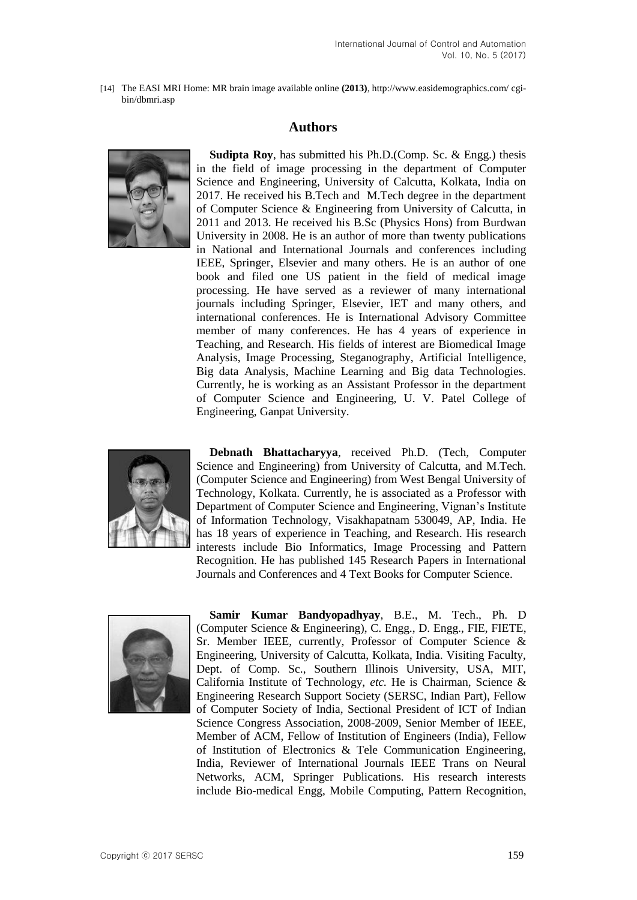[14] The EASI MRI Home: MR brain image available online **(2013)**, http://www.easidemographics.com/ cgi-bin/dbmri.asp

## Authors

**Sudipta Roy**, has submitted his Ph.D.(Comp. Sc. & Engg.) thesis in the field of image processing in the department of Computer Science and Engineering, University of Calcutta, Kolkata, India on 2017. He received his B.Tech and M.Tech degree in the department of Computer Science & Engineering from University of Calcutta, in 2011 and 2013. He received his B.Sc (Physics Hons) from Burdwan University in 2008. He is an author of more than twenty publications in National and International Journals and conferences including IEEE, Springer, Elsevier and many others. He is an author of one book and filed one US patient in the field of medical image processing. He have served as a reviewer of many international journals including Springer, Elsevier, IET and many others, and international conferences. He is International Advisory Committee member of many conferences. He has 4 years of experience in Teaching, and Research. His fields of interest are Biomedical Image Analysis, Image Processing, Steganography, Artificial Intelligence, Big data Analysis, Machine Learning and Big data Technologies. Currently, he is working as an Assistant Professor in the department of Computer Science and Engineering, U. V. Patel College of Engineering, Ganpat University.

**Debnath Bhattacharyya**, received Ph.D. (Tech, Computer Science and Engineering) from University of Calcutta, and M.Tech. (Computer Science and Engineering) from West Bengal University of Technology, Kolkata. Currently, he is associated as a Professor with Department of Computer Science and Engineering, Vignan's Institute of Information Technology, Visakhapatnam 530049, AP, India. He has 18 years of experience in Teaching, and Research. His research interests include Bio Informatics, Image Processing and Pattern Recognition. He has published 145 Research Papers in International Journals and Conferences and 4 Text Books for Computer Science.

**Samir Kumar Bandyopadhyay**, B.E., M. Tech., Ph. D (Computer Science & Engineering), C. Engg., D. Engg., FIE, FIETE, Sr. Member IEEE, currently, Professor of Computer Science & Engineering, University of Calcutta, Kolkata, India. Visiting Faculty, Dept. of Comp. Sc., Southern Illinois University, USA, MIT, California Institute of Technology, *etc.* He is Chairman, Science & Engineering Research Support Society (SERSC, Indian Part), Fellow of Computer Society of India, Sectional President of ICT of Indian Science Congress Association, 2008-2009, Senior Member of IEEE, Member of ACM, Fellow of Institution of Engineers (India), Fellow of Institution of Electronics & Tele Communication Engineering, India, Reviewer of International Journals IEEE Trans on Neural Networks, ACM, Springer Publications. His research interests include Bio-medical Engg, Mobile Computing, Pattern Recognition,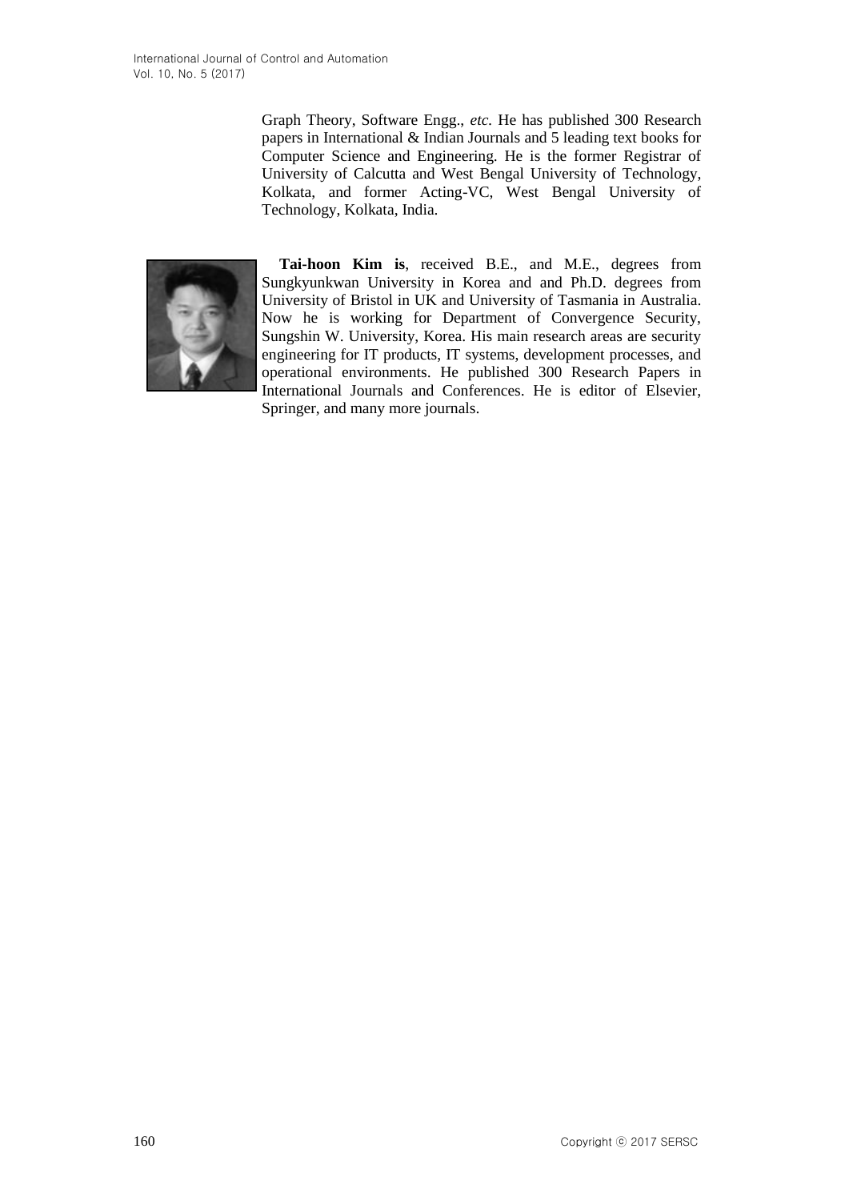Graph Theory, Software Engg., *etc.* He has published 300 Research papers in International & Indian Journals and 5 leading text books for Computer Science and Engineering. He is the former Registrar of University of Calcutta and West Bengal University of Technology, Kolkata, and former Acting-VC, West Bengal University of Technology, Kolkata, India.

**Tai-hoon Kim is**, received B.E., and M.E., degrees from Sungkyunkwan University in Korea and and Ph.D. degrees from University of Bristol in UK and University of Tasmania in Australia. Now he is working for Department of Convergence Security, Sungshin W. University, Korea. His main research areas are security engineering for IT products, IT systems, development processes, and operational environments. He published 300 Research Papers in International Journals and Conferences. He is editor of Elsevier, Springer, and many more journals.